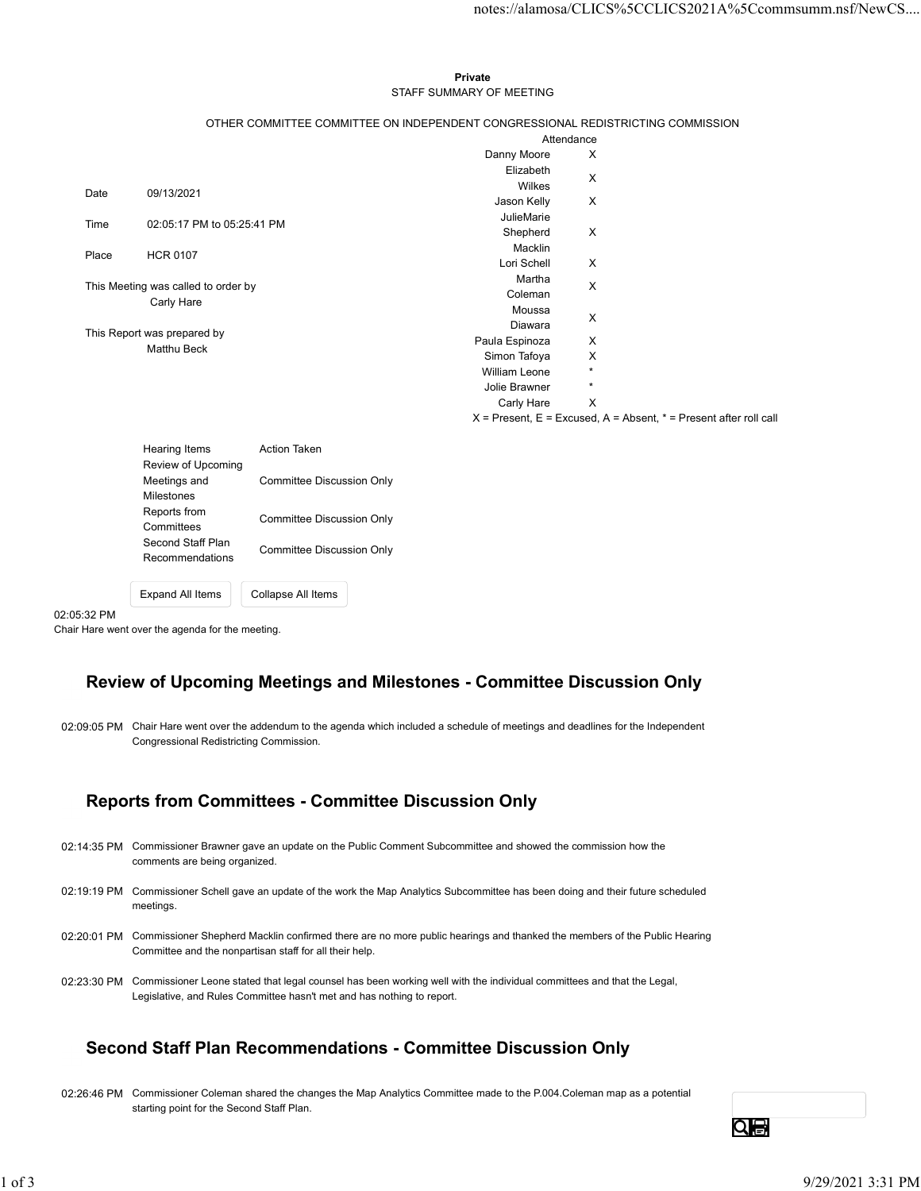**Private**

STAFF SUMMARY OF MEETING

OTHER COMMITTEE COMMITTEE ON INDEPENDENT CONGRESSIONAL REDISTRICTING COMMISSION

| | |
|---|---|
| Date | 09/13/2021 |
| Time | 02:05:17 PM to 05:25:41 PM |
| Place | HCR 0107 |

This Meeting was called to order by
Carly Hare

This Report was prepared by
Matthu Beck

| Attendance | |
|---|---|
| Danny Moore | X |
| Elizabeth Wilkes | X |
| Jason Kelly | X |
| JulieMarie Shepherd Macklin | X |
| Lori Schell | X |
| Martha Coleman | X |
| Moussa Diawara | X |
| Paula Espinoza | X |
| Simon Tafoya | X |
| William Leone | * |
| Jolie Brawner | * |
| Carly Hare | X |

X = Present, E = Excused, A = Absent, * = Present after roll call

| Hearing Items | Action Taken |
|---|---|
| Review of Upcoming Meetings and Milestones | Committee Discussion Only |
| Reports from Committees | Committee Discussion Only |
| Second Staff Plan Recommendations | Committee Discussion Only |

02:05:32 PM
Chair Hare went over the agenda for the meeting.

## Review of Upcoming Meetings and Milestones - Committee Discussion Only

02:09:05 PM Chair Hare went over the addendum to the agenda which included a schedule of meetings and deadlines for the Independent Congressional Redistricting Commission.

## Reports from Committees - Committee Discussion Only

02:14:35 PM Commissioner Brawner gave an update on the Public Comment Subcommittee and showed the commission how the comments are being organized.

02:19:19 PM Commissioner Schell gave an update of the work the Map Analytics Subcommittee has been doing and their future scheduled meetings.

02:20:01 PM Commissioner Shepherd Macklin confirmed there are no more public hearings and thanked the members of the Public Hearing Committee and the nonpartisan staff for all their help.

02:23:30 PM Commissioner Leone stated that legal counsel has been working well with the individual committees and that the Legal, Legislative, and Rules Committee hasn't met and has nothing to report.

## Second Staff Plan Recommendations - Committee Discussion Only

02:26:46 PM Commissioner Coleman shared the changes the Map Analytics Committee made to the P.004.Coleman map as a potential starting point for the Second Staff Plan.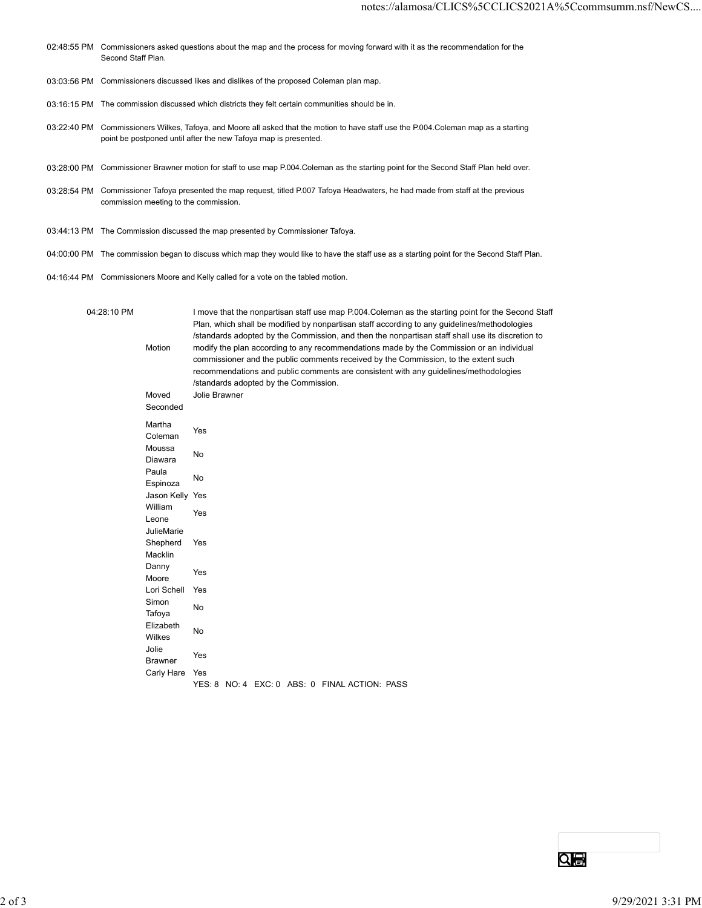| Time | Summary |
| --- | --- |
| 02:48:55 PM | Commissioners asked questions about the map and the process for moving forward with it as the recommendation for the Second Staff Plan. |
| 03:03:56 PM | Commissioners discussed likes and dislikes of the proposed Coleman plan map. |
| 03:16:15 PM | The commission discussed which districts they felt certain communities should be in. |
| 03:22:40 PM | Commissioners Wilkes, Tafoya, and Moore all asked that the motion to have staff use the P.004.Coleman map as a starting point be postponed until after the new Tafoya map is presented. |
| 03:28:00 PM | Commissioner Brawner motion for staff to use map P.004.Coleman as the starting point for the Second Staff Plan held over. |
| 03:28:54 PM | Commissioner Tafoya presented the map request, titled P.007 Tafoya Headwaters, he had made from staff at the previous commission meeting to the commission. |
| 03:44:13 PM | The Commission discussed the map presented by Commissioner Tafoya. |
| 04:00:00 PM | The commission began to discuss which map they would like to have the staff use as a starting point for the Second Staff Plan. |
| 04:16:44 PM | Commissioners Moore and Kelly called for a vote on the tabled motion. |

04:28:10 PM

| | |
| --- | --- |
| Motion | I move that the nonpartisan staff use map P.004.Coleman as the starting point for the Second Staff Plan, which shall be modified by nonpartisan staff according to any guidelines/methodologies/standards adopted by the Commission, and then the nonpartisan staff shall use its discretion to modify the plan according to any recommendations made by the Commission or an individual commissioner and the public comments received by the Commission, to the extent such recommendations and public comments are consistent with any guidelines/methodologies/standards adopted by the Commission. |
| Moved | Jolie Brawner |
| Seconded | |
| Martha Coleman | Yes |
| Moussa Diawara | No |
| Paula Espinoza | No |
| Jason Kelly | Yes |
| William Leone | Yes |
| JulieMarie Shepherd Macklin | Yes |
| Danny Moore | Yes |
| Lori Schell | Yes |
| Simon Tafoya | No |
| Elizabeth Wilkes | No |
| Jolie Brawner | Yes |
| Carly Hare | Yes |
| | YES: 8 NO: 4 EXC: 0 ABS: 0 FINAL ACTION: PASS |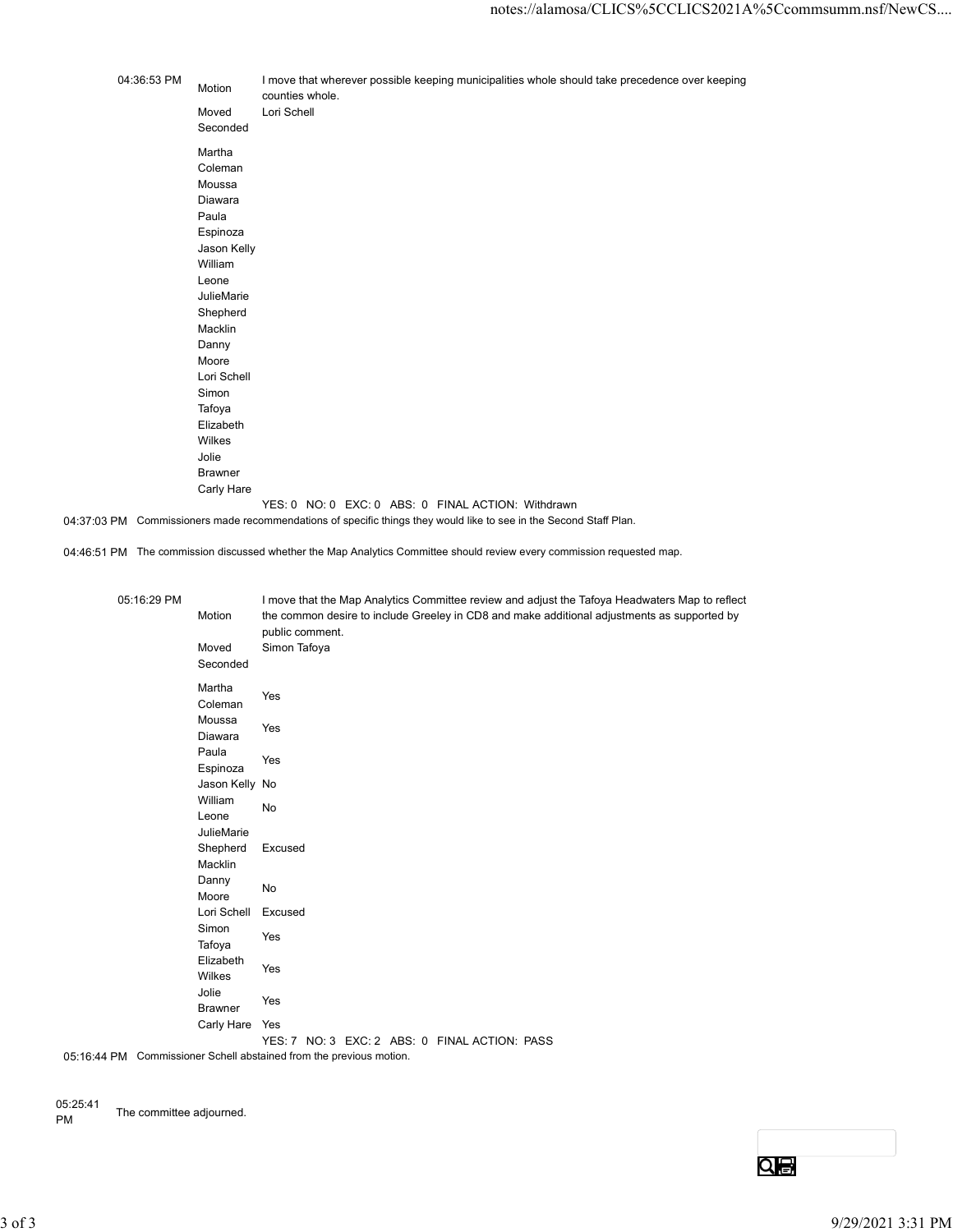| | | |
|---|---|---|
| 04:36:53 PM | Motion | I move that wherever possible keeping municipalities whole should take precedence over keeping counties whole. |
| | Moved | Lori Schell |
| | Seconded | |
| | Martha Coleman | |
| | Moussa Diawara | |
| | Paula Espinoza | |
| | Jason Kelly | |
| | William Leone | |
| | JulieMarie Shepherd Macklin | |
| | Danny Moore | |
| | Lori Schell | |
| | Simon Tafoya | |
| | Elizabeth Wilkes | |
| | Jolie Brawner | |
| | Carly Hare | |
| | | YES: 0 NO: 0 EXC: 0 ABS: 0 FINAL ACTION: Withdrawn |

04:37:03 PM Commissioners made recommendations of specific things they would like to see in the Second Staff Plan.

04:46:51 PM The commission discussed whether the Map Analytics Committee should review every commission requested map.

| | | |
|---|---|---|
| 05:16:29 PM | Motion | I move that the Map Analytics Committee review and adjust the Tafoya Headwaters Map to reflect the common desire to include Greeley in CD8 and make additional adjustments as supported by public comment. |
| | Moved | Simon Tafoya |
| | Seconded | |
| | Martha Coleman | Yes |
| | Moussa Diawara | Yes |
| | Paula Espinoza | Yes |
| | Jason Kelly | No |
| | William Leone | No |
| | JulieMarie Shepherd Macklin | Excused |
| | Danny Moore | No |
| | Lori Schell | Excused |
| | Simon Tafoya | Yes |
| | Elizabeth Wilkes | Yes |
| | Jolie Brawner | Yes |
| | Carly Hare | Yes |
| | | YES: 7 NO: 3 EXC: 2 ABS: 0 FINAL ACTION: PASS |

05:16:44 PM Commissioner Schell abstained from the previous motion.

05:25:41 PM The committee adjourned.